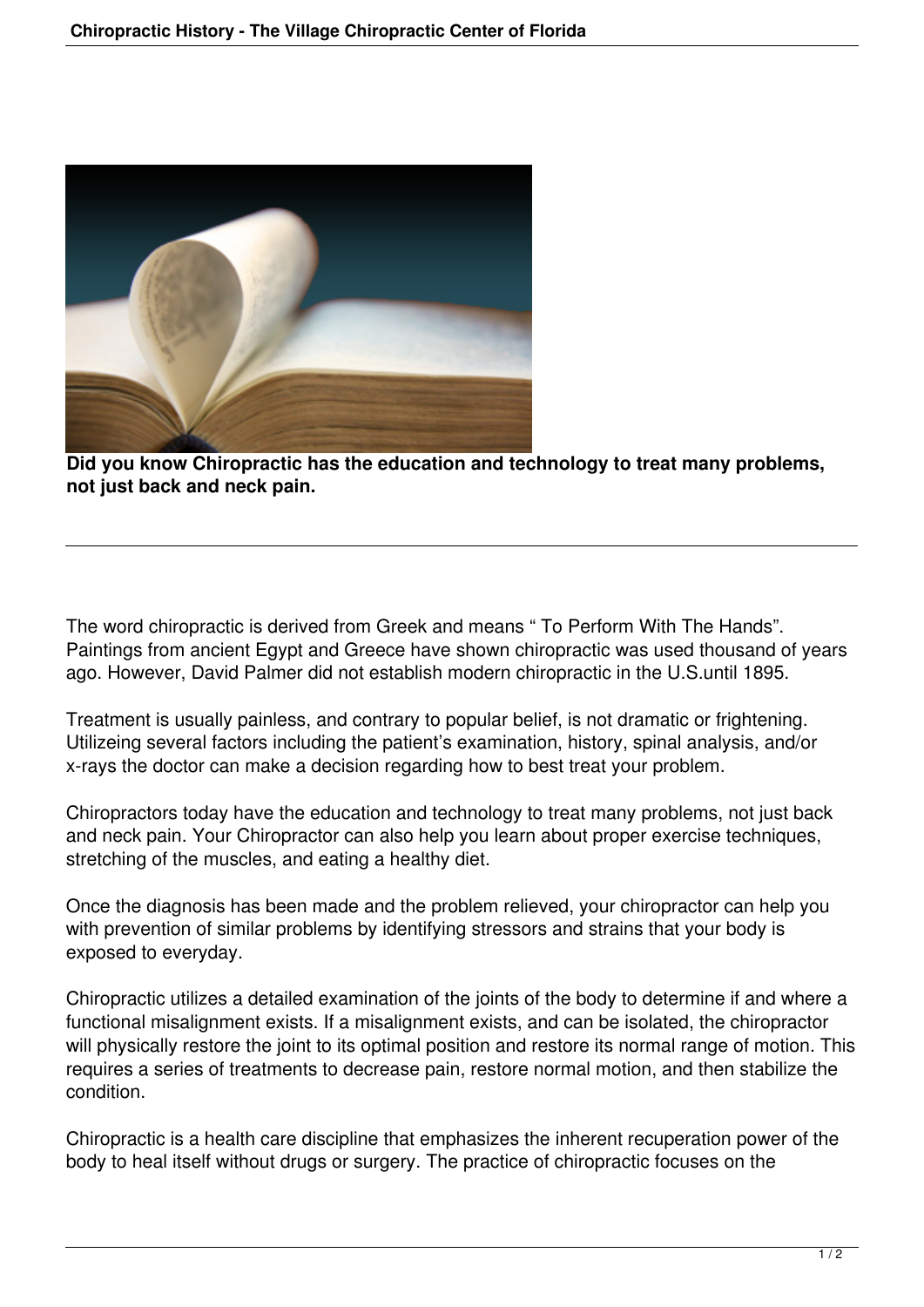**Did you know Chiropractic has the education and technology to treat many problems, not just back and neck pain.**

---

The word chiropractic is derived from Greek and means " To Perform With The Hands". Paintings from ancient Egypt and Greece have shown chiropractic was used thousand of years ago. However, David Palmer did not establish modern chiropractic in the U.S.until 1895.

Treatment is usually painless, and contrary to popular belief, is not dramatic or frightening. Utilizeing several factors including the patient's examination, history, spinal analysis, and/or x-rays the doctor can make a decision regarding how to best treat your problem.

Chiropractors today have the education and technology to treat many problems, not just back and neck pain. Your Chiropractor can also help you learn about proper exercise techniques, stretching of the muscles, and eating a healthy diet.

Once the diagnosis has been made and the problem relieved, your chiropractor can help you with prevention of similar problems by identifying stressors and strains that your body is exposed to everyday.

Chiropractic utilizes a detailed examination of the joints of the body to determine if and where a functional misalignment exists. If a misalignment exists, and can be isolated, the chiropractor will physically restore the joint to its optimal position and restore its normal range of motion. This requires a series of treatments to decrease pain, restore normal motion, and then stabilize the condition.

Chiropractic is a health care discipline that emphasizes the inherent recuperation power of the body to heal itself without drugs or surgery. The practice of chiropractic focuses on the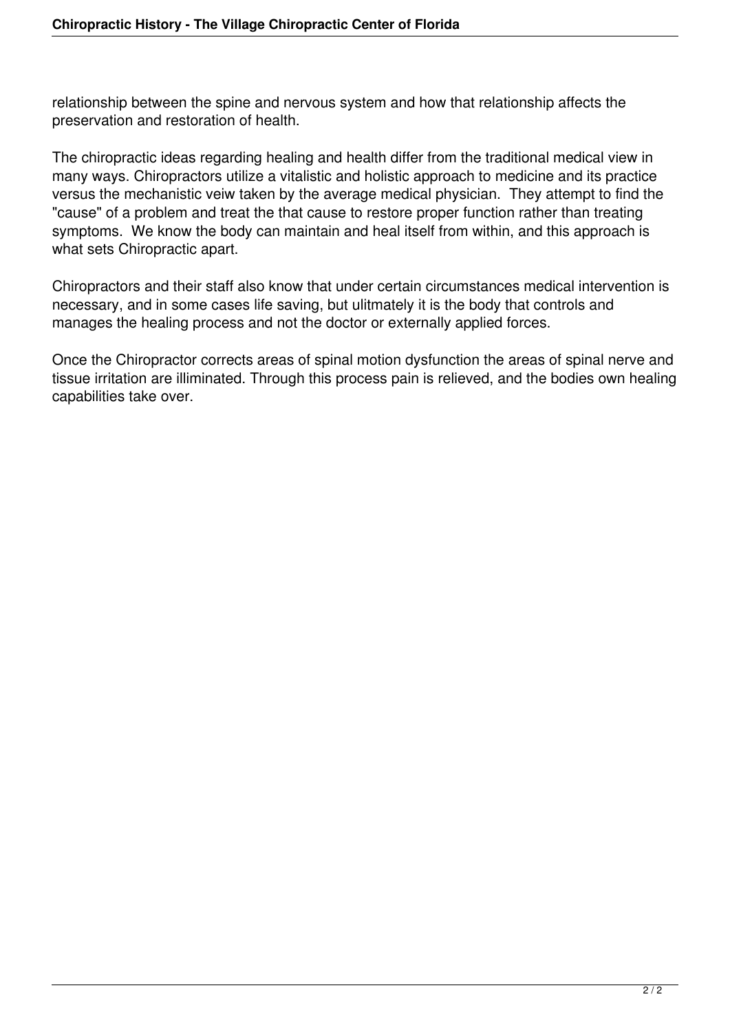relationship between the spine and nervous system and how that relationship affects the preservation and restoration of health.

The chiropractic ideas regarding healing and health differ from the traditional medical view in many ways. Chiropractors utilize a vitalistic and holistic approach to medicine and its practice versus the mechanistic veiw taken by the average medical physician.  They attempt to find the "cause" of a problem and treat the that cause to restore proper function rather than treating symptoms.  We know the body can maintain and heal itself from within, and this approach is what sets Chiropractic apart.

Chiropractors and their staff also know that under certain circumstances medical intervention is necessary, and in some cases life saving, but ulitmately it is the body that controls and manages the healing process and not the doctor or externally applied forces.

Once the Chiropractor corrects areas of spinal motion dysfunction the areas of spinal nerve and tissue irritation are illiminated. Through this process pain is relieved, and the bodies own healing capabilities take over.